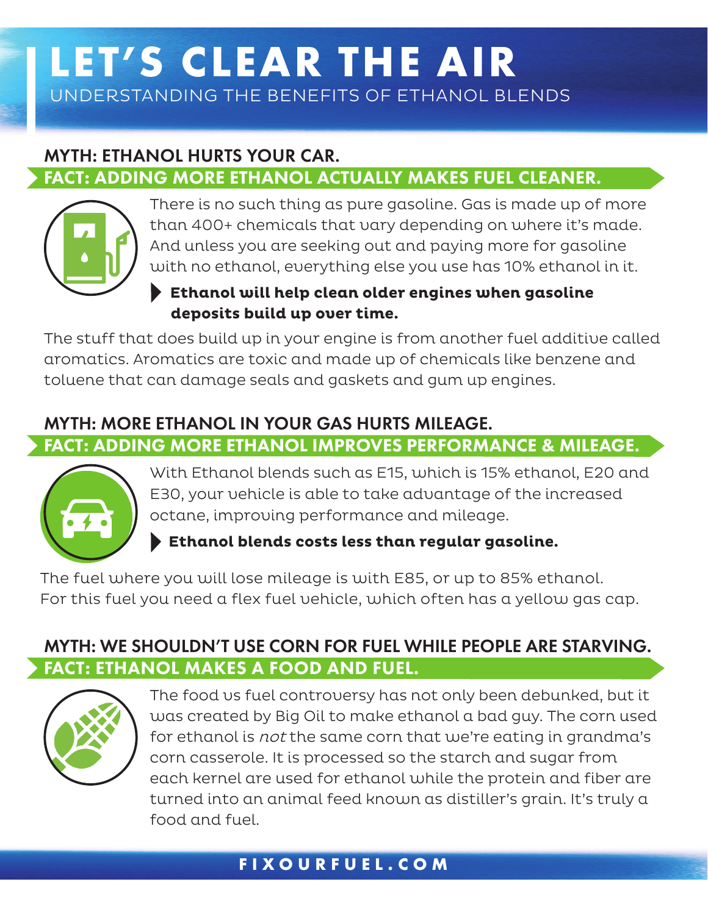# LET'S CLEAR THE AIR

UNDERSTANDING THE BENEFITS OF ETHANOL BLENDS

## MYTH: ETHANOL HURTS YOUR CAR.

### FACT: ADDING MORE ETHANOL ACTUALLY MAKES FUEL CLEANER.

There is no such thing as pure gasoline. Gas is made up of more than 400+ chemicals that vary depending on where it's made. And unless you are seeking out and paying more for gasoline with no ethanol, everything else you use has 10% ethanol in it.

- **Ethanol will help clean older engines when gasoline deposits build up over time.**

The stuff that does build up in your engine is from another fuel additive called aromatics. Aromatics are toxic and made up of chemicals like benzene and toluene that can damage seals and gaskets and gum up engines.

## MYTH: MORE ETHANOL IN YOUR GAS HURTS MILEAGE.

### FACT: ADDING MORE ETHANOL IMPROVES PERFORMANCE & MILEAGE.

With Ethanol blends such as E15, which is 15% ethanol, E20 and E30, your vehicle is able to take advantage of the increased octane, improving performance and mileage.

- **Ethanol blends costs less than regular gasoline.**

The fuel where you will lose mileage is with E85, or up to 85% ethanol. For this fuel you need a flex fuel vehicle, which often has a yellow gas cap.

## MYTH: WE SHOULDN'T USE CORN FOR FUEL WHILE PEOPLE ARE STARVING.

### FACT: ETHANOL MAKES A FOOD AND FUEL.

The food vs fuel controversy has not only been debunked, but it was created by Big Oil to make ethanol a bad guy. The corn used for ethanol is *not* the same corn that we're eating in grandma's corn casserole. It is processed so the starch and sugar from each kernel are used for ethanol while the protein and fiber are turned into an animal feed known as distiller's grain. It's truly a food and fuel.

**FIXOURFUEL.COM**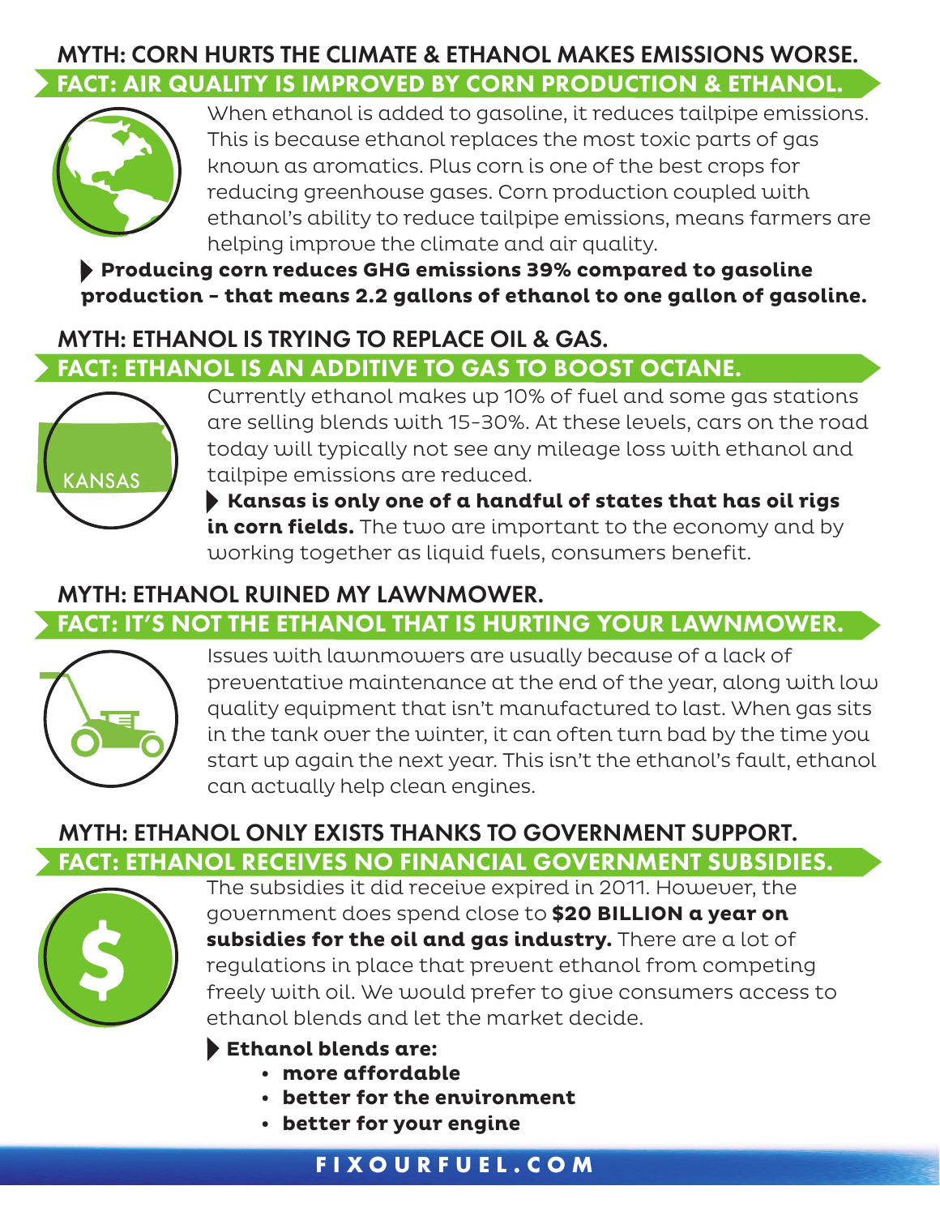## MYTH: CORN HURTS THE CLIMATE & ETHANOL MAKES EMISSIONS WORSE.

### FACT: AIR QUALITY IS IMPROVED BY CORN PRODUCTION & ETHANOL.

When ethanol is added to gasoline, it reduces tailpipe emissions. This is because ethanol replaces the most toxic parts of gas known as aromatics. Plus corn is one of the best crops for reducing greenhouse gases. Corn production coupled with ethanol's ability to reduce tailpipe emissions, means farmers are helping improve the climate and air quality.

- **Producing corn reduces GHG emissions 39% compared to gasoline production – that means 2.2 gallons of ethanol to one gallon of gasoline.**

## MYTH: ETHANOL IS TRYING TO REPLACE OIL & GAS.

### FACT: ETHANOL IS AN ADDITIVE TO GAS TO BOOST OCTANE.

KANSAS

Currently ethanol makes up 10% of fuel and some gas stations are selling blends with 15-30%. At these levels, cars on the road today will typically not see any mileage loss with ethanol and tailpipe emissions are reduced.

- **Kansas is only one of a handful of states that has oil rigs in corn fields.** The two are important to the economy and by working together as liquid fuels, consumers benefit.

## MYTH: ETHANOL RUINED MY LAWNMOWER.

### FACT: IT'S NOT THE ETHANOL THAT IS HURTING YOUR LAWNMOWER.

Issues with lawnmowers are usually because of a lack of preventative maintenance at the end of the year, along with low quality equipment that isn't manufactured to last. When gas sits in the tank over the winter, it can often turn bad by the time you start up again the next year. This isn't the ethanol's fault, ethanol can actually help clean engines.

## MYTH: ETHANOL ONLY EXISTS THANKS TO GOVERNMENT SUPPORT.

### FACT: ETHANOL RECEIVES NO FINANCIAL GOVERNMENT SUBSIDIES.

The subsidies it did receive expired in 2011. However, the government does spend close to **$20 BILLION a year on subsidies for the oil and gas industry.** There are a lot of regulations in place that prevent ethanol from competing freely with oil. We would prefer to give consumers access to ethanol blends and let the market decide.

- **Ethanol blends are:**
  - **more affordable**
  - **better for the environment**
  - **better for your engine**

FIXOURFUEL.COM